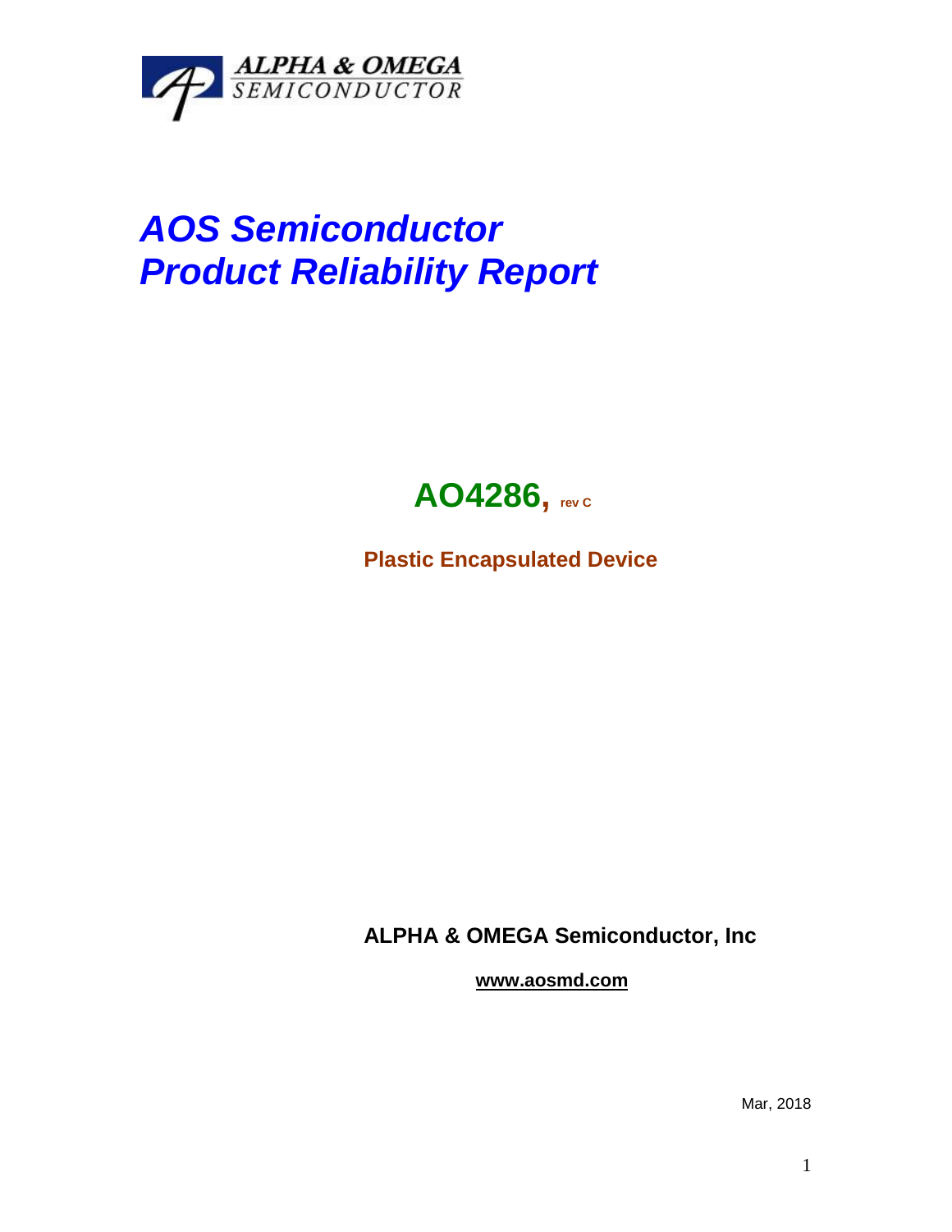ALPHA & OMEGA SEMICONDUCTOR

# *AOS Semiconductor*
# *Product Reliability Report*

## AO4286, rev C

**Plastic Encapsulated Device**

**ALPHA & OMEGA Semiconductor, Inc**

**www.aosmd.com**

Mar, 2018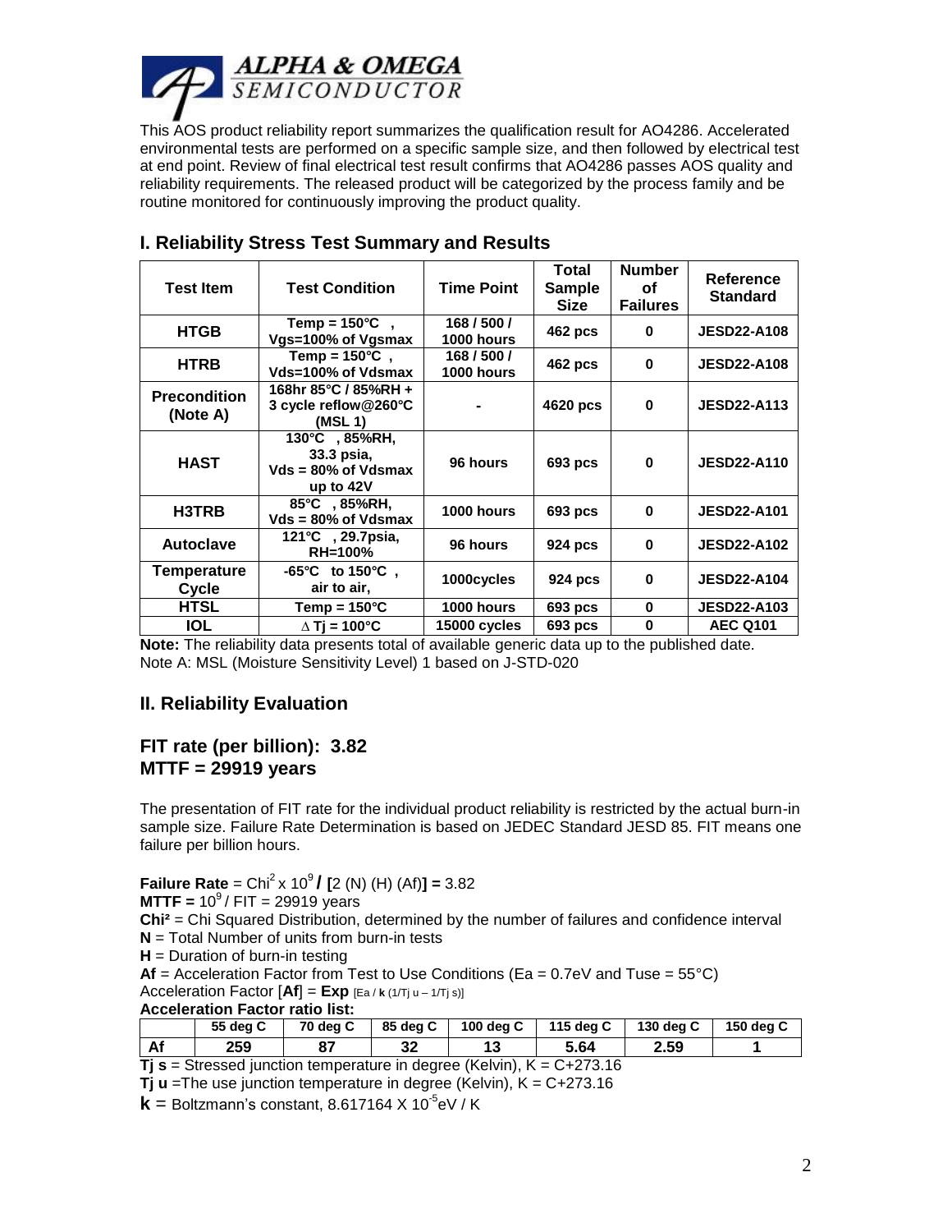ALPHA & OMEGA SEMICONDUCTOR

This AOS product reliability report summarizes the qualification result for AO4286. Accelerated environmental tests are performed on a specific sample size, and then followed by electrical test at end point. Review of final electrical test result confirms that AO4286 passes AOS quality and reliability requirements. The released product will be categorized by the process family and be routine monitored for continuously improving the product quality.

## I. Reliability Stress Test Summary and Results

| Test Item | Test Condition | Time Point | Total Sample Size | Number of Failures | Reference Standard |
|---|---|---|---|---|---|
| HTGB | Temp = 150°C , Vgs=100% of Vgsmax | 168 / 500 / 1000 hours | 462 pcs | 0 | JESD22-A108 |
| HTRB | Temp = 150°C , Vds=100% of Vdsmax | 168 / 500 / 1000 hours | 462 pcs | 0 | JESD22-A108 |
| Precondition (Note A) | 168hr 85°C / 85%RH + 3 cycle reflow@260°C (MSL 1) | - | 4620 pcs | 0 | JESD22-A113 |
| HAST | 130°C , 85%RH, 33.3 psia, Vds = 80% of Vdsmax up to 42V | 96 hours | 693 pcs | 0 | JESD22-A110 |
| H3TRB | 85°C , 85%RH, Vds = 80% of Vdsmax | 1000 hours | 693 pcs | 0 | JESD22-A101 |
| Autoclave | 121°C , 29.7psia, RH=100% | 96 hours | 924 pcs | 0 | JESD22-A102 |
| Temperature Cycle | -65°C to 150°C , air to air, | 1000cycles | 924 pcs | 0 | JESD22-A104 |
| HTSL | Temp = 150°C | 1000 hours | 693 pcs | 0 | JESD22-A103 |
| IOL | $\Delta$ Tj = 100°C | 15000 cycles | 693 pcs | 0 | AEC Q101 |

**Note:** The reliability data presents total of available generic data up to the published date.
Note A: MSL (Moisture Sensitivity Level) 1 based on J-STD-020

## II. Reliability Evaluation

### FIT rate (per billion): 3.82
### MTTF = 29919 years

The presentation of FIT rate for the individual product reliability is restricted by the actual burn-in sample size. Failure Rate Determination is based on JEDEC Standard JESD 85. FIT means one failure per billion hours.

**Failure Rate** = $Chi^2 \times 10^9$ **/ [**2 (N) (H) (Af)**] =** 3.82

**MTTF =** $10^9$ / FIT = 29919 years

**Chi²** = Chi Squared Distribution, determined by the number of failures and confidence interval

**N** = Total Number of units from burn-in tests

**H** = Duration of burn-in testing

**Af** = Acceleration Factor from Test to Use Conditions (Ea = 0.7eV and Tuse = 55°C)

Acceleration Factor [**Af**] = **Exp** [Ea / **k** (1/Tj u – 1/Tj s)]

**Acceleration Factor ratio list:**

| | 55 deg C | 70 deg C | 85 deg C | 100 deg C | 115 deg C | 130 deg C | 150 deg C |
|---|---|---|---|---|---|---|---|
| Af | 259 | 87 | 32 | 13 | 5.64 | 2.59 | 1 |

**Tj s** = Stressed junction temperature in degree (Kelvin), K = C+273.16

**Tj u** =The use junction temperature in degree (Kelvin), K = C+273.16

**k** = Boltzmann's constant, 8.617164 X $10^{-5}$eV / K